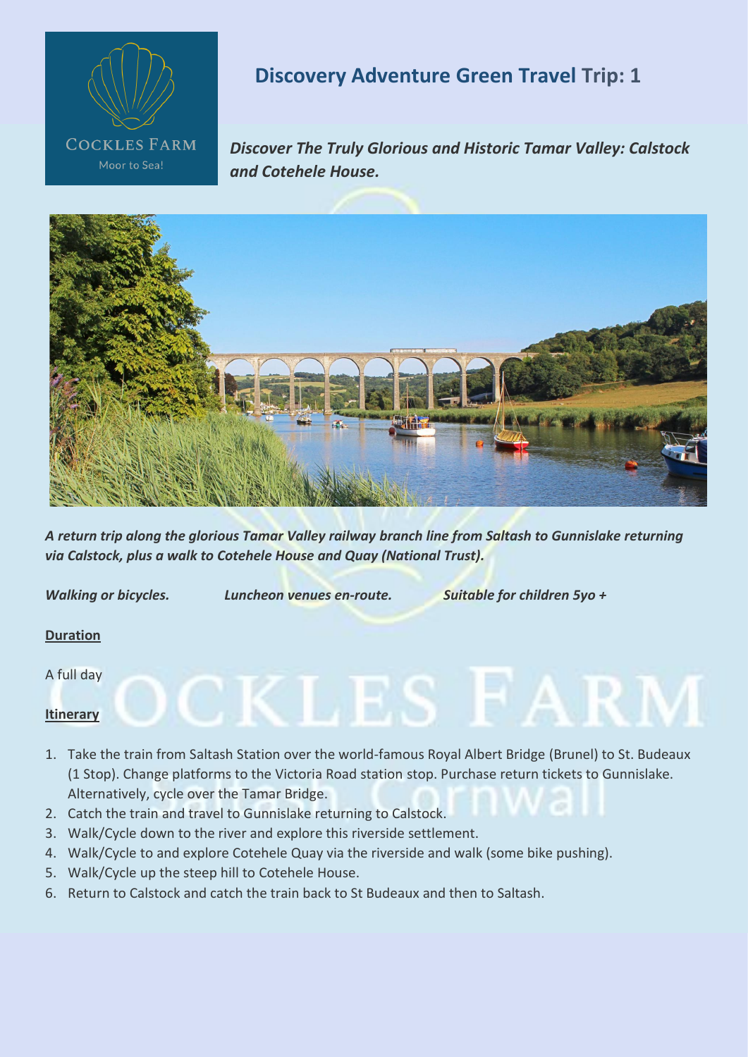COCKLES FARM

Moor to Sea!

# Discovery Adventure Green Travel Trip: 1

***Discover The Truly Glorious and Historic Tamar Valley: Calstock and Cotehele House.***

***A return trip along the glorious Tamar Valley railway branch line from Saltash to Gunnislake returning via Calstock, plus a walk to Cotehele House and Quay (National Trust).***

***Walking or bicycles.*** ***Luncheon venues en-route.*** ***Suitable for children 5yo +***

**Duration**

A full day

**Itinerary**

1. Take the train from Saltash Station over the world-famous Royal Albert Bridge (Brunel) to St. Budeaux (1 Stop). Change platforms to the Victoria Road station stop. Purchase return tickets to Gunnislake. Alternatively, cycle over the Tamar Bridge.
2. Catch the train and travel to Gunnislake returning to Calstock.
3. Walk/Cycle down to the river and explore this riverside settlement.
4. Walk/Cycle to and explore Cotehele Quay via the riverside and walk (some bike pushing).
5. Walk/Cycle up the steep hill to Cotehele House.
6. Return to Calstock and catch the train back to St Budeaux and then to Saltash.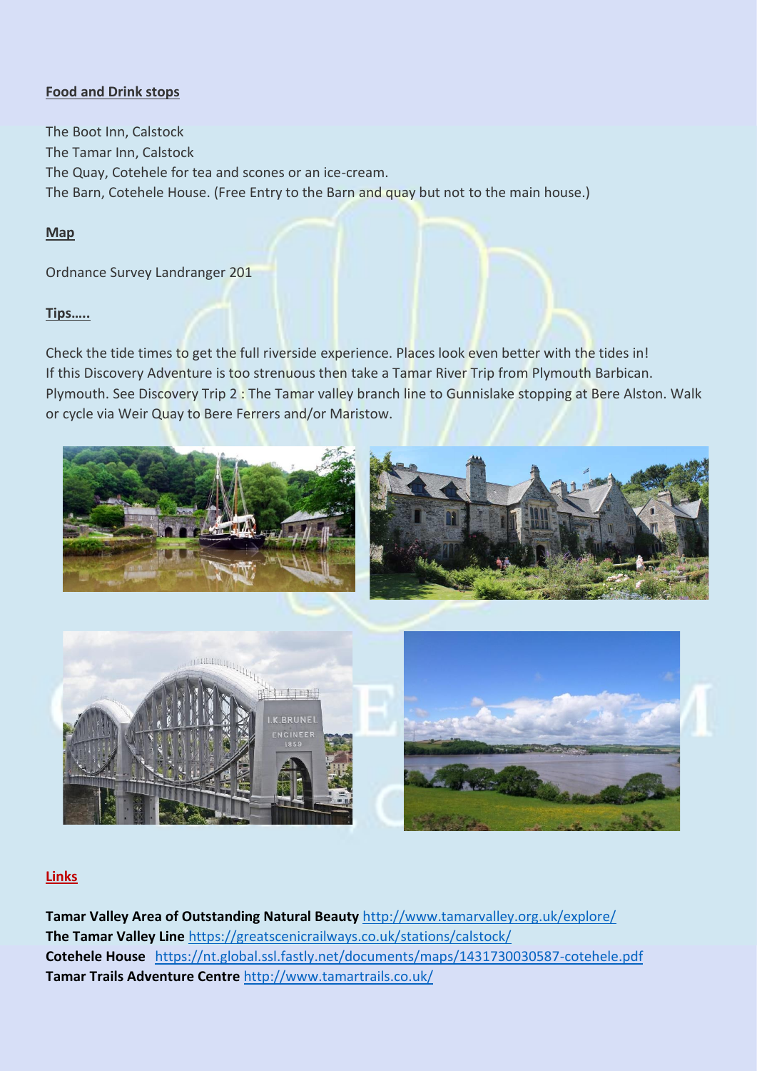**Food and Drink stops**

The Boot Inn, Calstock
The Tamar Inn, Calstock
The Quay, Cotehele for tea and scones or an ice-cream.
The Barn, Cotehele House. (Free Entry to the Barn and quay but not to the main house.)

**Map**

Ordnance Survey Landranger 201

**Tips…..**

Check the tide times to get the full riverside experience. Places look even better with the tides in!
If this Discovery Adventure is too strenuous then take a Tamar River Trip from Plymouth Barbican. Plymouth. See Discovery Trip 2 : The Tamar valley branch line to Gunnislake stopping at Bere Alston. Walk or cycle via Weir Quay to Bere Ferrers and/or Maristow.

**Links**

**Tamar Valley Area of Outstanding Natural Beauty** http://www.tamarvalley.org.uk/explore/
**The Tamar Valley Line** https://greatscenicrailways.co.uk/stations/calstock/
**Cotehele House** https://nt.global.ssl.fastly.net/documents/maps/1431730030587-cotehele.pdf
**Tamar Trails Adventure Centre** http://www.tamartrails.co.uk/